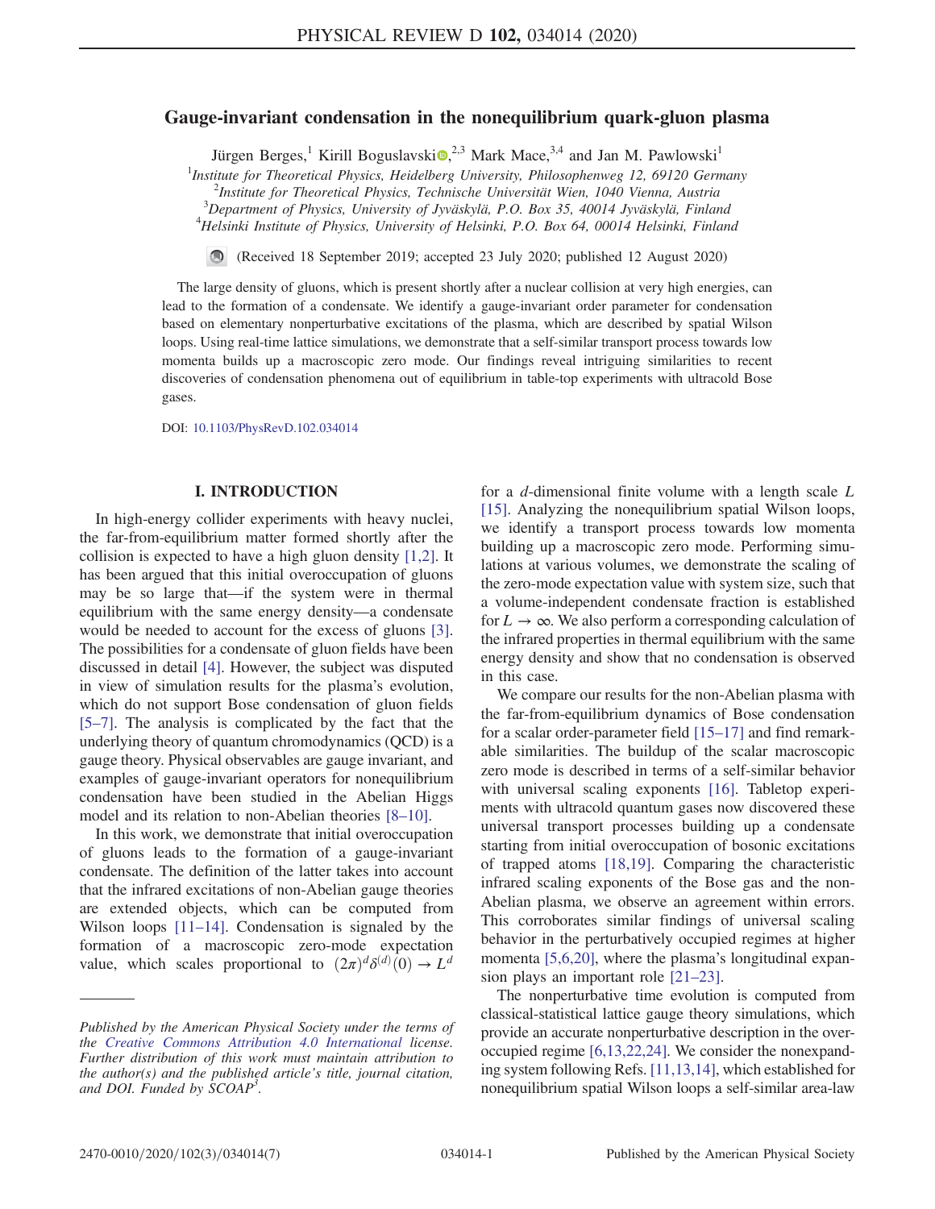# Gauge-invariant condensation in the nonequilibrium quark-gluon plasma

Jürgen Berges,[1] Kirill Boguslavski,[2,3] Mark Mace,[3,4] and Jan M. Pawlowski[1]

[1]*Institute for Theoretical Physics, Heidelberg University, Philosophenweg 12, 69120 Germany*
[2]*Institute for Theoretical Physics, Technische Universität Wien, 1040 Vienna, Austria*
[3]*Department of Physics, University of Jyväskylä, P.O. Box 35, 40014 Jyväskylä, Finland*
[4]*Helsinki Institute of Physics, University of Helsinki, P.O. Box 64, 00014 Helsinki, Finland*

(Received 18 September 2019; accepted 23 July 2020; published 12 August 2020)

The large density of gluons, which is present shortly after a nuclear collision at very high energies, can lead to the formation of a condensate. We identify a gauge-invariant order parameter for condensation based on elementary nonperturbative excitations of the plasma, which are described by spatial Wilson loops. Using real-time lattice simulations, we demonstrate that a self-similar transport process towards low momenta builds up a macroscopic zero mode. Our findings reveal intriguing similarities to recent discoveries of condensation phenomena out of equilibrium in table-top experiments with ultracold Bose gases.

DOI: 10.1103/PhysRevD.102.034014

## I. INTRODUCTION

In high-energy collider experiments with heavy nuclei, the far-from-equilibrium matter formed shortly after the collision is expected to have a high gluon density [1,2]. It has been argued that this initial overoccupation of gluons may be so large that—if the system were in thermal equilibrium with the same energy density—a condensate would be needed to account for the excess of gluons [3]. The possibilities for a condensate of gluon fields have been discussed in detail [4]. However, the subject was disputed in view of simulation results for the plasma's evolution, which do not support Bose condensation of gluon fields [5–7]. The analysis is complicated by the fact that the underlying theory of quantum chromodynamics (QCD) is a gauge theory. Physical observables are gauge invariant, and examples of gauge-invariant operators for nonequilibrium condensation have been studied in the Abelian Higgs model and its relation to non-Abelian theories [8–10].

In this work, we demonstrate that initial overoccupation of gluons leads to the formation of a gauge-invariant condensate. The definition of the latter takes into account that the infrared excitations of non-Abelian gauge theories are extended objects, which can be computed from Wilson loops [11–14]. Condensation is signaled by the formation of a macroscopic zero-mode expectation value, which scales proportional to $(2\pi)^d\delta^{(d)}(0) \to L^d$ for a $d$-dimensional finite volume with a length scale $L$ [15]. Analyzing the nonequilibrium spatial Wilson loops, we identify a transport process towards low momenta building up a macroscopic zero mode. Performing simulations at various volumes, we demonstrate the scaling of the zero-mode expectation value with system size, such that a volume-independent condensate fraction is established for $L \to \infty$. We also perform a corresponding calculation of the infrared properties in thermal equilibrium with the same energy density and show that no condensation is observed in this case.

We compare our results for the non-Abelian plasma with the far-from-equilibrium dynamics of Bose condensation for a scalar order-parameter field [15–17] and find remarkable similarities. The buildup of the scalar macroscopic zero mode is described in terms of a self-similar behavior with universal scaling exponents [16]. Tabletop experiments with ultracold quantum gases now discovered these universal transport processes building up a condensate starting from initial overoccupation of bosonic excitations of trapped atoms [18,19]. Comparing the characteristic infrared scaling exponents of the Bose gas and the non-Abelian plasma, we observe an agreement within errors. This corroborates similar findings of universal scaling behavior in the perturbatively occupied regimes at higher momenta [5,6,20], where the plasma's longitudinal expansion plays an important role [21–23].

The nonperturbative time evolution is computed from classical-statistical lattice gauge theory simulations, which provide an accurate nonperturbative description in the overoccupied regime [6,13,22,24]. We consider the nonexpanding system following Refs. [11,13,14], which established for nonequilibrium spatial Wilson loops a self-similar area-law

---

*Published by the American Physical Society under the terms of the Creative Commons Attribution 4.0 International license. Further distribution of this work must maintain attribution to the author(s) and the published article's title, journal citation, and DOI. Funded by SCOAP[3].*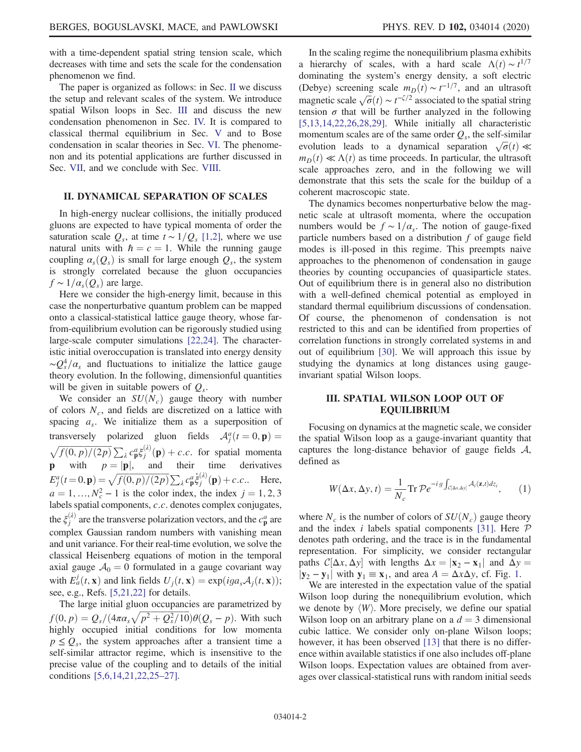with a time-dependent spatial string tension scale, which decreases with time and sets the scale for the condensation phenomenon we find.

The paper is organized as follows: in Sec. II we discuss the setup and relevant scales of the system. We introduce spatial Wilson loops in Sec. III and discuss the new condensation phenomenon in Sec. IV. It is compared to classical thermal equilibrium in Sec. V and to Bose condensation in scalar theories in Sec. VI. The phenomenon and its potential applications are further discussed in Sec. VII, and we conclude with Sec. VIII.

## II. DYNAMICAL SEPARATION OF SCALES

In high-energy nuclear collisions, the initially produced gluons are expected to have typical momenta of order the saturation scale $Q_s$, at time $t \sim 1/Q_s$ [1,2], where we use natural units with $\hbar = c = 1$. While the running gauge coupling $\alpha_s(Q_s)$ is small for large enough $Q_s$, the system is strongly correlated because the gluon occupancies $f \sim 1/\alpha_s(Q_s)$ are large.

Here we consider the high-energy limit, because in this case the nonperturbative quantum problem can be mapped onto a classical-statistical lattice gauge theory, whose far-from-equilibrium evolution can be rigorously studied using large-scale computer simulations [22,24]. The characteristic initial overoccupation is translated into energy density $\sim Q_s^4/\alpha_s$ and fluctuations to initialize the lattice gauge theory evolution. In the following, dimensionful quantities will be given in suitable powers of $Q_s$.

We consider an $SU(N_c)$ gauge theory with number of colors $N_c$, and fields are discretized on a lattice with spacing $a_s$. We initialize them as a superposition of transversely polarized gluon fields $\mathcal{A}_j^a(t=0,\mathbf{p}) = \sqrt{f(0,p)/(2p)}\sum_\lambda c_{\mathbf{p}}^a \xi_j^{(\lambda)}(\mathbf{p}) + c.c.$ for spatial momenta $\mathbf{p}$ with $p = |\mathbf{p}|$, and their time derivatives $E_j^a(t=0,\mathbf{p}) = \sqrt{f(0,p)/(2p)}\sum_\lambda c_{\mathbf{p}}^a \dot{\xi}_j^{(\lambda)}(\mathbf{p}) + c.c.$. Here, $a = 1, \ldots, N_c^2 - 1$ is the color index, the index $j = 1,2,3$ labels spatial components, $c.c.$ denotes complex conjugates, the $\xi_j^{(\lambda)}$ are the transverse polarization vectors, and the $c_{\mathbf{p}}^a$ are complex Gaussian random numbers with vanishing mean and unit variance. For their real-time evolution, we solve the classical Heisenberg equations of motion in the temporal axial gauge $\mathcal{A}_0 = 0$ formulated in a gauge covariant way with $E_a^j(t,\mathbf{x})$ and link fields $U_j(t,\mathbf{x}) = \exp(i g a_s \mathcal{A}_j(t,\mathbf{x}))$; see, e.g., Refs. [5,21,22] for details.

The large initial gluon occupancies are parametrized by $f(0,p) = Q_s/(4\pi\alpha_s\sqrt{p^2 + Q_s^2/10})\theta(Q_s - p)$. With such highly occupied initial conditions for low momenta $p \le Q_s$, the system approaches after a transient time a self-similar attractor regime, which is insensitive to the precise value of the coupling and to details of the initial conditions [5,6,14,21,22,25–27].

In the scaling regime the nonequilibrium plasma exhibits a hierarchy of scales, with a hard scale $\Lambda(t) \sim t^{1/7}$ dominating the system's energy density, a soft electric (Debye) screening scale $m_D(t) \sim t^{-1/7}$, and an ultrasoft magnetic scale $\sqrt{\sigma}(t) \sim t^{-\zeta/2}$ associated to the spatial string tension $\sigma$ that will be further analyzed in the following [5,13,14,22,26,28,29]. While initially all characteristic momentum scales are of the same order $Q_s$, the self-similar evolution leads to a dynamical separation $\sqrt{\sigma}(t) \ll m_D(t) \ll \Lambda(t)$ as time proceeds. In particular, the ultrasoft scale approaches zero, and in the following we will demonstrate that this sets the scale for the buildup of a coherent macroscopic state.

The dynamics becomes nonperturbative below the magnetic scale at ultrasoft momenta, where the occupation numbers would be $f \sim 1/\alpha_s$. The notion of gauge-fixed particle numbers based on a distribution $f$ of gauge field modes is ill-posed in this regime. This preempts naive approaches to the phenomenon of condensation in gauge theories by counting occupancies of quasiparticle states. Out of equilibrium there is in general also no distribution with a well-defined chemical potential as employed in standard thermal equilibrium discussions of condensation. Of course, the phenomenon of condensation is not restricted to this and can be identified from properties of correlation functions in strongly correlated systems in and out of equilibrium [30]. We will approach this issue by studying the dynamics at long distances using gauge-invariant spatial Wilson loops.

## III. SPATIAL WILSON LOOP OUT OF EQUILIBRIUM

Focusing on dynamics at the magnetic scale, we consider the spatial Wilson loop as a gauge-invariant quantity that captures the long-distance behavior of gauge fields $\mathcal{A}$, defined as

$$W(\Delta x, \Delta y, t) = \frac{1}{N_c}\mathrm{Tr}\,\mathcal{P}e^{-ig\int_{\mathcal{C}[\Delta x,\Delta y]}\mathcal{A}_i(\mathbf{z},t)dz_i}, \qquad (1)$$

where $N_c$ is the number of colors of $SU(N_c)$ gauge theory and the index $i$ labels spatial components [31]. Here $\mathcal{P}$ denotes path ordering, and the trace is in the fundamental representation. For simplicity, we consider rectangular paths $\mathcal{C}[\Delta x, \Delta y]$ with lengths $\Delta x = |\mathbf{x}_2 - \mathbf{x}_1|$ and $\Delta y = |\mathbf{y}_2 - \mathbf{y}_1|$ with $\mathbf{y}_1 \equiv \mathbf{x}_1$, and area $A = \Delta x \Delta y$, cf. Fig. 1.

We are interested in the expectation value of the spatial Wilson loop during the nonequilibrium evolution, which we denote by $\langle W \rangle$. More precisely, we define our spatial Wilson loop on an arbitrary plane on a $d = 3$ dimensional cubic lattice. We consider only on-plane Wilson loops; however, it has been observed [13] that there is no difference within available statistics if one also includes off-plane Wilson loops. Expectation values are obtained from averages over classical-statistical runs with random initial seeds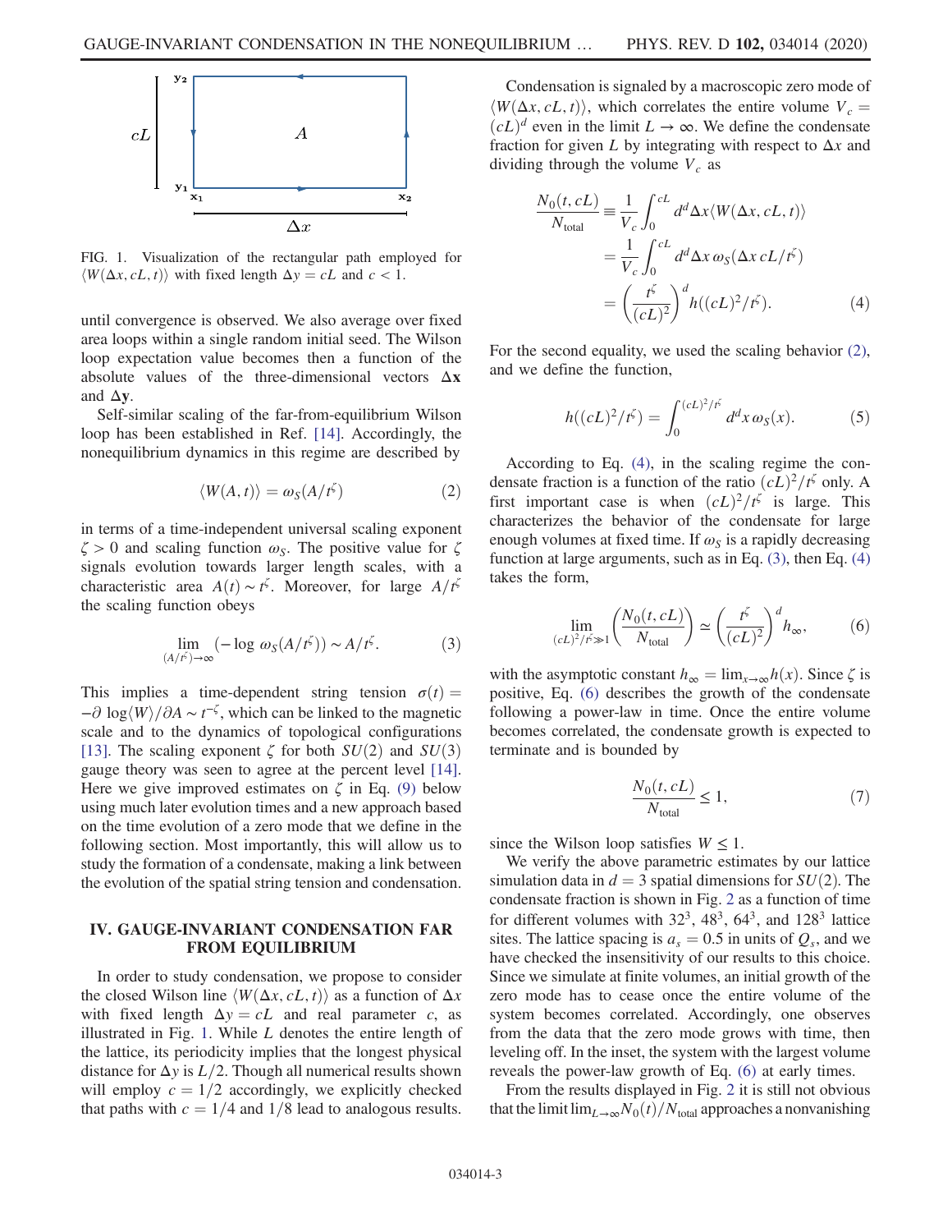FIG. 1. Visualization of the rectangular path employed for $\langle W(\Delta x, cL, t)\rangle$ with fixed length $\Delta y = cL$ and $c < 1$.

until convergence is observed. We also average over fixed area loops within a single random initial seed. The Wilson loop expectation value becomes then a function of the absolute values of the three-dimensional vectors $\Delta\mathbf{x}$ and $\Delta\mathbf{y}$.

Self-similar scaling of the far-from-equilibrium Wilson loop has been established in Ref. [14]. Accordingly, the nonequilibrium dynamics in this regime are described by

$$\langle W(A, t)\rangle = \omega_S(A/t^\zeta) \tag{2}$$

in terms of a time-independent universal scaling exponent $\zeta > 0$ and scaling function $\omega_S$. The positive value for $\zeta$ signals evolution towards larger length scales, with a characteristic area $A(t) \sim t^\zeta$. Moreover, for large $A/t^\zeta$ the scaling function obeys

$$\lim_{(A/t^\zeta)\to\infty} (-\log \omega_S(A/t^\zeta)) \sim A/t^\zeta. \tag{3}$$

This implies a time-dependent string tension $\sigma(t) = -\partial \log\langle W\rangle/\partial A \sim t^{-\zeta}$, which can be linked to the magnetic scale and to the dynamics of topological configurations [13]. The scaling exponent $\zeta$ for both $SU(2)$ and $SU(3)$ gauge theory was seen to agree at the percent level [14]. Here we give improved estimates on $\zeta$ in Eq. (9) below using much later evolution times and a new approach based on the time evolution of a zero mode that we define in the following section. Most importantly, this will allow us to study the formation of a condensate, making a link between the evolution of the spatial string tension and condensation.

## IV. GAUGE-INVARIANT CONDENSATION FAR FROM EQUILIBRIUM

In order to study condensation, we propose to consider the closed Wilson line $\langle W(\Delta x, cL, t)\rangle$ as a function of $\Delta x$ with fixed length $\Delta y = cL$ and real parameter $c$, as illustrated in Fig. 1. While $L$ denotes the entire length of the lattice, its periodicity implies that the longest physical distance for $\Delta y$ is $L/2$. Though all numerical results shown will employ $c = 1/2$ accordingly, we explicitly checked that paths with $c = 1/4$ and $1/8$ lead to analogous results.

Condensation is signaled by a macroscopic zero mode of $\langle W(\Delta x, cL, t)\rangle$, which correlates the entire volume $V_c = (cL)^d$ even in the limit $L \to \infty$. We define the condensate fraction for given $L$ by integrating with respect to $\Delta x$ and dividing through the volume $V_c$ as

$$\begin{aligned}
\frac{N_0(t, cL)}{N_{\mathrm{total}}} &\equiv \frac{1}{V_c}\int_0^{cL} d^d\Delta x \langle W(\Delta x, cL, t)\rangle \\
&= \frac{1}{V_c}\int_0^{cL} d^d\Delta x\, \omega_S(\Delta x\, cL/t^\zeta) \\
&= \left(\frac{t^\zeta}{(cL)^2}\right)^d h((cL)^2/t^\zeta).
\end{aligned} \tag{4}$$

For the second equality, we used the scaling behavior (2), and we define the function,

$$h((cL)^2/t^\zeta) = \int_0^{(cL)^2/t^\zeta} d^d x\, \omega_S(x). \tag{5}$$

According to Eq. (4), in the scaling regime the condensate fraction is a function of the ratio $(cL)^2/t^\zeta$ only. A first important case is when $(cL)^2/t^\zeta$ is large. This characterizes the behavior of the condensate for large enough volumes at fixed time. If $\omega_S$ is a rapidly decreasing function at large arguments, such as in Eq. (3), then Eq. (4) takes the form,

$$\lim_{(cL)^2/t^\zeta \gg 1}\left(\frac{N_0(t, cL)}{N_{\mathrm{total}}}\right) \simeq \left(\frac{t^\zeta}{(cL)^2}\right)^d h_\infty, \tag{6}$$

with the asymptotic constant $h_\infty = \lim_{x\to\infty} h(x)$. Since $\zeta$ is positive, Eq. (6) describes the growth of the condensate following a power-law in time. Once the entire volume becomes correlated, the condensate growth is expected to terminate and is bounded by

$$\frac{N_0(t, cL)}{N_{\mathrm{total}}} \leq 1, \tag{7}$$

since the Wilson loop satisfies $W \leq 1$.

We verify the above parametric estimates by our lattice simulation data in $d = 3$ spatial dimensions for $SU(2)$. The condensate fraction is shown in Fig. 2 as a function of time for different volumes with $32^3$, $48^3$, $64^3$, and $128^3$ lattice sites. The lattice spacing is $a_s = 0.5$ in units of $Q_s$, and we have checked the insensitivity of our results to this choice. Since we simulate at finite volumes, an initial growth of the zero mode has to cease once the entire volume of the system becomes correlated. Accordingly, one observes from the data that the zero mode grows with time, then leveling off. In the inset, the system with the largest volume reveals the power-law growth of Eq. (6) at early times.

From the results displayed in Fig. 2 it is still not obvious that the limit $\lim_{L\to\infty} N_0(t)/N_{\mathrm{total}}$ approaches a nonvanishing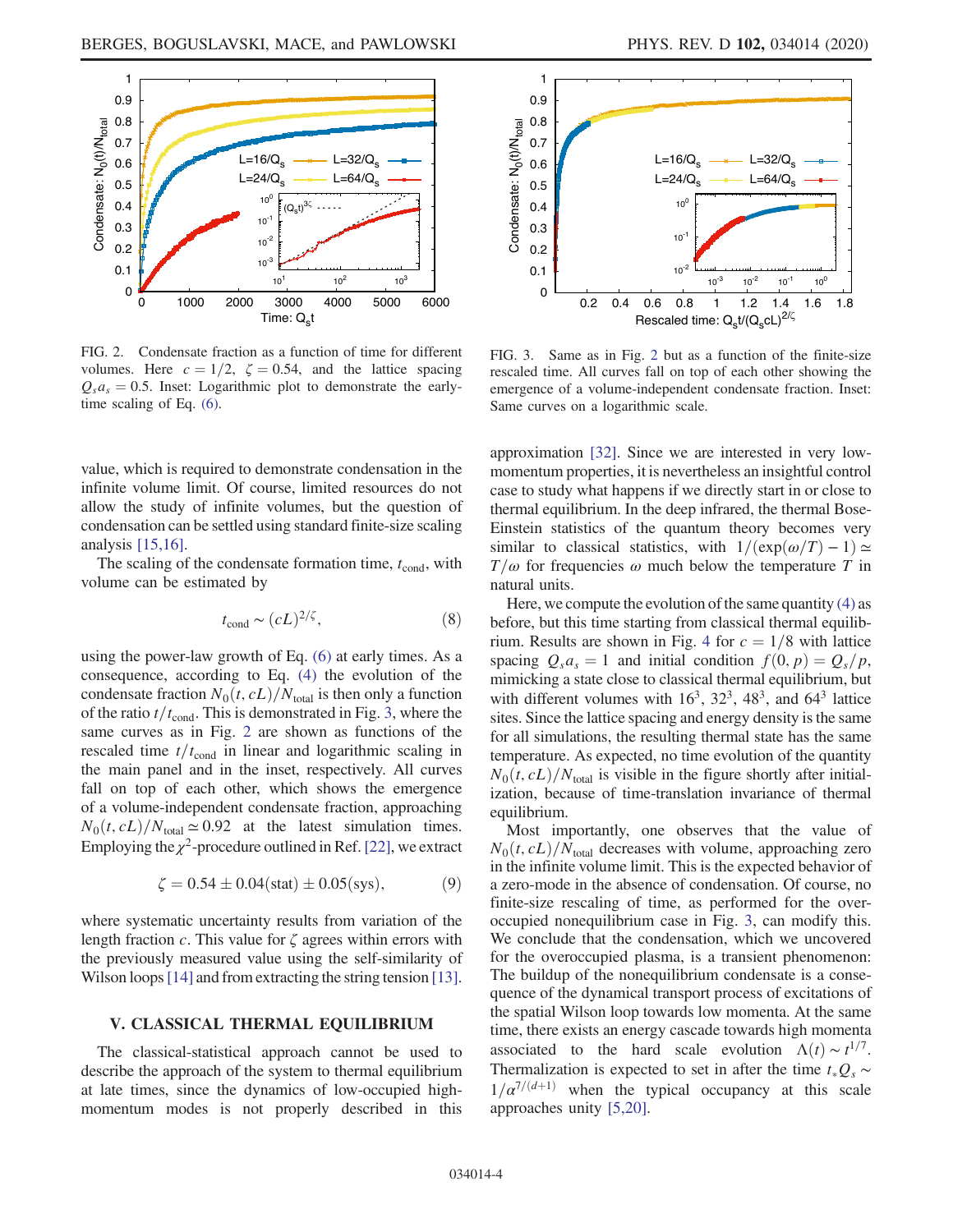FIG. 2. Condensate fraction as a function of time for different volumes. Here $c = 1/2$, $\zeta = 0.54$, and the lattice spacing $Q_s a_s = 0.5$. Inset: Logarithmic plot to demonstrate the early-time scaling of Eq. (6).

FIG. 3. Same as in Fig. 2 but as a function of the finite-size rescaled time. All curves fall on top of each other showing the emergence of a volume-independent condensate fraction. Inset: Same curves on a logarithmic scale.

value, which is required to demonstrate condensation in the infinite volume limit. Of course, limited resources do not allow the study of infinite volumes, but the question of condensation can be settled using standard finite-size scaling analysis [15,16].

The scaling of the condensate formation time, $t_{\rm cond}$, with volume can be estimated by

$$t_{\rm cond} \sim (cL)^{2/\zeta}, \tag{8}$$

using the power-law growth of Eq. (6) at early times. As a consequence, according to Eq. (4) the evolution of the condensate fraction $N_0(t, cL)/N_{\rm total}$ is then only a function of the ratio $t/t_{\rm cond}$. This is demonstrated in Fig. 3, where the same curves as in Fig. 2 are shown as functions of the rescaled time $t/t_{\rm cond}$ in linear and logarithmic scaling in the main panel and in the inset, respectively. All curves fall on top of each other, which shows the emergence of a volume-independent condensate fraction, approaching $N_0(t, cL)/N_{\rm total} \simeq 0.92$ at the latest simulation times. Employing the $\chi^2$-procedure outlined in Ref. [22], we extract

$$\zeta = 0.54 \pm 0.04({\rm stat}) \pm 0.05({\rm sys}), \tag{9}$$

where systematic uncertainty results from variation of the length fraction $c$. This value for $\zeta$ agrees within errors with the previously measured value using the self-similarity of Wilson loops [14] and from extracting the string tension [13].

## V. CLASSICAL THERMAL EQUILIBRIUM

The classical-statistical approach cannot be used to describe the approach of the system to thermal equilibrium at late times, since the dynamics of low-occupied high-momentum modes is not properly described in this approximation [32]. Since we are interested in very low-momentum properties, it is nevertheless an insightful control case to study what happens if we directly start in or close to thermal equilibrium. In the deep infrared, the thermal Bose-Einstein statistics of the quantum theory becomes very similar to classical statistics, with $1/(\exp(\omega/T) - 1) \simeq T/\omega$ for frequencies $\omega$ much below the temperature $T$ in natural units.

Here, we compute the evolution of the same quantity (4) as before, but this time starting from classical thermal equilibrium. Results are shown in Fig. 4 for $c = 1/8$ with lattice spacing $Q_s a_s = 1$ and initial condition $f(0, p) = Q_s/p$, mimicking a state close to classical thermal equilibrium, but with different volumes with $16^3$, $32^3$, $48^3$, and $64^3$ lattice sites. Since the lattice spacing and energy density is the same for all simulations, the resulting thermal state has the same temperature. As expected, no time evolution of the quantity $N_0(t, cL)/N_{\rm total}$ is visible in the figure shortly after initialization, because of time-translation invariance of thermal equilibrium.

Most importantly, one observes that the value of $N_0(t, cL)/N_{\rm total}$ decreases with volume, approaching zero in the infinite volume limit. This is the expected behavior of a zero-mode in the absence of condensation. Of course, no finite-size rescaling of time, as performed for the overoccupied nonequilibrium case in Fig. 3, can modify this. We conclude that the condensation, which we uncovered for the overoccupied plasma, is a transient phenomenon: The buildup of the nonequilibrium condensate is a consequence of the dynamical transport process of excitations of the spatial Wilson loop towards low momenta. At the same time, there exists an energy cascade towards high momenta associated to the hard scale evolution $\Lambda(t) \sim t^{1/7}$. Thermalization is expected to set in after the time $t_* Q_s \sim 1/\alpha^{7/(d+1)}$ when the typical occupancy at this scale approaches unity [5,20].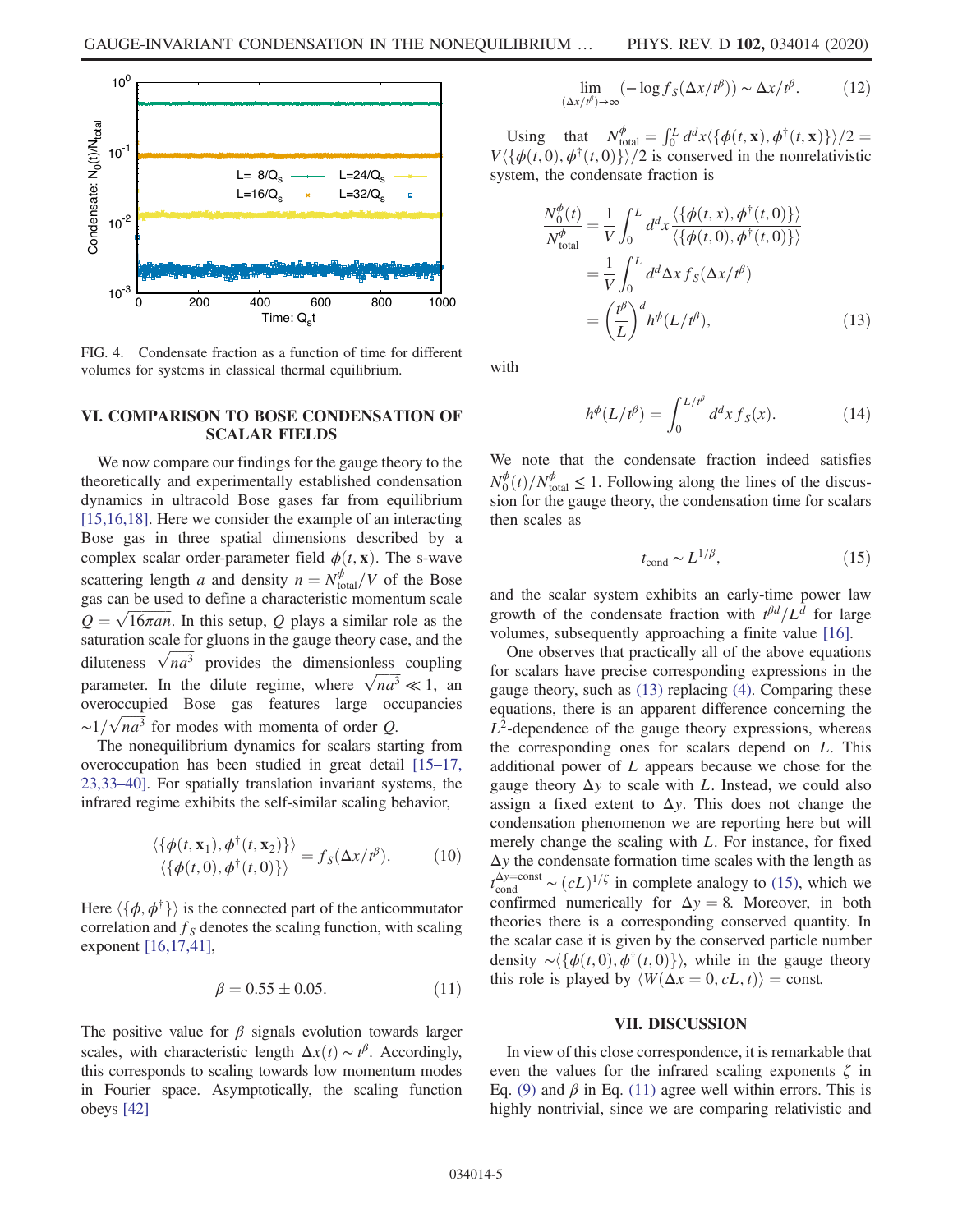FIG. 4. Condensate fraction as a function of time for different volumes for systems in classical thermal equilibrium.

## VI. COMPARISON TO BOSE CONDENSATION OF SCALAR FIELDS

We now compare our findings for the gauge theory to the theoretically and experimentally established condensation dynamics in ultracold Bose gases far from equilibrium [15,16,18]. Here we consider the example of an interacting Bose gas in three spatial dimensions described by a complex scalar order-parameter field $\phi(t,\mathbf{x})$. The s-wave scattering length $a$ and density $n = N^{\phi}_{\mathrm{total}}/V$ of the Bose gas can be used to define a characteristic momentum scale $Q = \sqrt{16\pi a n}$. In this setup, $Q$ plays a similar role as the saturation scale for gluons in the gauge theory case, and the diluteness $\sqrt{na^3}$ provides the dimensionless coupling parameter. In the dilute regime, where $\sqrt{na^3} \ll 1$, an overoccupied Bose gas features large occupancies $\sim 1/\sqrt{na^3}$ for modes with momenta of order $Q$.

The nonequilibrium dynamics for scalars starting from overoccupation has been studied in great detail [15–17,23,33–40]. For spatially translation invariant systems, the infrared regime exhibits the self-similar scaling behavior,

$$\frac{\langle\{\phi(t,\mathbf{x}_1),\phi^{\dagger}(t,\mathbf{x}_2)\}\rangle}{\langle\{\phi(t,0),\phi^{\dagger}(t,0)\}\rangle} = f_S(\Delta x/t^{\beta}). \tag{10}$$

Here $\langle\{\phi,\phi^{\dagger}\}\rangle$ is the connected part of the anticommutator correlation and $f_S$ denotes the scaling function, with scaling exponent [16,17,41],

$$\beta = 0.55 \pm 0.05. \tag{11}$$

The positive value for $\beta$ signals evolution towards larger scales, with characteristic length $\Delta x(t) \sim t^{\beta}$. Accordingly, this corresponds to scaling towards low momentum modes in Fourier space. Asymptotically, the scaling function obeys [42]

$$\lim_{(\Delta x/t^{\beta})\to\infty} (-\log f_S(\Delta x/t^{\beta})) \sim \Delta x/t^{\beta}. \tag{12}$$

Using that $N^{\phi}_{\mathrm{total}} = \int_0^L d^dx \langle\{\phi(t,\mathbf{x}),\phi^{\dagger}(t,\mathbf{x})\}\rangle/2 = V\langle\{\phi(t,0),\phi^{\dagger}(t,0)\}\rangle/2$ is conserved in the nonrelativistic system, the condensate fraction is

$$\begin{aligned}\frac{N^{\phi}_0(t)}{N^{\phi}_{\mathrm{total}}} &= \frac{1}{V}\int_0^L d^dx \frac{\langle\{\phi(t,x),\phi^{\dagger}(t,0)\}\rangle}{\langle\{\phi(t,0),\phi^{\dagger}(t,0)\}\rangle}\\ &= \frac{1}{V}\int_0^L d^d\Delta x\, f_S(\Delta x/t^{\beta})\\ &= \left(\frac{t^{\beta}}{L}\right)^d h^{\phi}(L/t^{\beta}),\end{aligned} \tag{13}$$

with

$$h^{\phi}(L/t^{\beta}) = \int_0^{L/t^{\beta}} d^dx\, f_S(x). \tag{14}$$

We note that the condensate fraction indeed satisfies $N^{\phi}_0(t)/N^{\phi}_{\mathrm{total}} \leq 1$. Following along the lines of the discussion for the gauge theory, the condensation time for scalars then scales as

$$t_{\mathrm{cond}} \sim L^{1/\beta}, \tag{15}$$

and the scalar system exhibits an early-time power law growth of the condensate fraction with $t^{\beta d}/L^d$ for large volumes, subsequently approaching a finite value [16].

One observes that practically all of the above equations for scalars have precise corresponding expressions in the gauge theory, such as (13) replacing (4). Comparing these equations, there is an apparent difference concerning the $L^2$-dependence of the gauge theory expressions, whereas the corresponding ones for scalars depend on $L$. This additional power of $L$ appears because we chose for the gauge theory $\Delta y$ to scale with $L$. Instead, we could also assign a fixed extent to $\Delta y$. This does not change the condensation phenomenon we are reporting here but will merely change the scaling with $L$. For instance, for fixed $\Delta y$ the condensate formation time scales with the length as $t^{\Delta y=\mathrm{const}}_{\mathrm{cond}} \sim (cL)^{1/\zeta}$ in complete analogy to (15), which we confirmed numerically for $\Delta y = 8$. Moreover, in both theories there is a corresponding conserved quantity. In the scalar case it is given by the conserved particle number density $\sim\langle\{\phi(t,0),\phi^{\dagger}(t,0)\}\rangle$, while in the gauge theory this role is played by $\langle W(\Delta x = 0, cL, t)\rangle = \mathrm{const}$.

## VII. DISCUSSION

In view of this close correspondence, it is remarkable that even the values for the infrared scaling exponents $\zeta$ in Eq. (9) and $\beta$ in Eq. (11) agree well within errors. This is highly nontrivial, since we are comparing relativistic and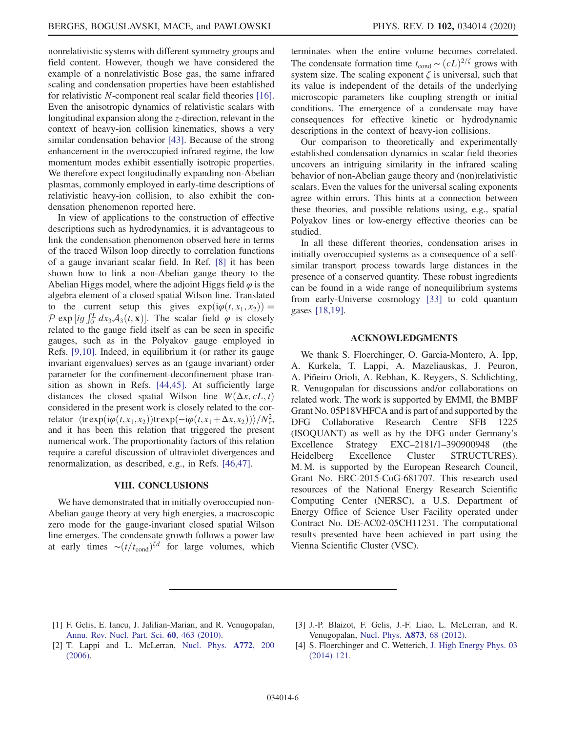nonrelativistic systems with different symmetry groups and field content. However, though we have considered the example of a nonrelativistic Bose gas, the same infrared scaling and condensation properties have been established for relativistic $N$-component real scalar field theories [16]. Even the anisotropic dynamics of relativistic scalars with longitudinal expansion along the $z$-direction, relevant in the context of heavy-ion collision kinematics, shows a very similar condensation behavior [43]. Because of the strong enhancement in the overoccupied infrared regime, the low momentum modes exhibit essentially isotropic properties. We therefore expect longitudinally expanding non-Abelian plasmas, commonly employed in early-time descriptions of relativistic heavy-ion collision, to also exhibit the condensation phenomenon reported here.

In view of applications to the construction of effective descriptions such as hydrodynamics, it is advantageous to link the condensation phenomenon observed here in terms of the traced Wilson loop directly to correlation functions of a gauge invariant scalar field. In Ref. [8] it has been shown how to link a non-Abelian gauge theory to the Abelian Higgs model, where the adjoint Higgs field $\varphi$ is the algebra element of a closed spatial Wilson line. Translated to the current setup this gives $\exp(\mathrm{i}\varphi(t,x_1,x_2)) = \mathcal{P}\exp[ig\int_0^L dx_3 \mathcal{A}_3(t,\mathbf{x})]$. The scalar field $\varphi$ is closely related to the gauge field itself as can be seen in specific gauges, such as in the Polyakov gauge employed in Refs. [9,10]. Indeed, in equilibrium it (or rather its gauge invariant eigenvalues) serves as an (gauge invariant) order parameter for the confinement-deconfinement phase transition as shown in Refs. [44,45]. At sufficiently large distances the closed spatial Wilson line $W(\Delta x, cL, t)$ considered in the present work is closely related to the correlator $\langle \mathrm{tr}\exp(\mathrm{i}\varphi(t,x_1,x_2))\mathrm{tr}\exp(-\mathrm{i}\varphi(t,x_1+\Delta x,x_2))\rangle/N_c^2$, and it has been this relation that triggered the present numerical work. The proportionality factors of this relation require a careful discussion of ultraviolet divergences and renormalization, as described, e.g., in Refs. [46,47].

## VIII. CONCLUSIONS

We have demonstrated that in initially overoccupied non-Abelian gauge theory at very high energies, a macroscopic zero mode for the gauge-invariant closed spatial Wilson line emerges. The condensate growth follows a power law at early times $\sim(t/t_{\mathrm{cond}})^{\zeta d}$ for large volumes, which terminates when the entire volume becomes correlated. The condensate formation time $t_{\mathrm{cond}} \sim (cL)^{2/\zeta}$ grows with system size. The scaling exponent $\zeta$ is universal, such that its value is independent of the details of the underlying microscopic parameters like coupling strength or initial conditions. The emergence of a condensate may have consequences for effective kinetic or hydrodynamic descriptions in the context of heavy-ion collisions.

Our comparison to theoretically and experimentally established condensation dynamics in scalar field theories uncovers an intriguing similarity in the infrared scaling behavior of non-Abelian gauge theory and (non)relativistic scalars. Even the values for the universal scaling exponents agree within errors. This hints at a connection between these theories, and possible relations using, e.g., spatial Polyakov lines or low-energy effective theories can be studied.

In all these different theories, condensation arises in initially overoccupied systems as a consequence of a self-similar transport process towards large distances in the presence of a conserved quantity. These robust ingredients can be found in a wide range of nonequilibrium systems from early-Universe cosmology [33] to cold quantum gases [18,19].

## ACKNOWLEDGMENTS

We thank S. Floerchinger, O. Garcia-Montero, A. Ipp, A. Kurkela, T. Lappi, A. Mazeliauskas, J. Peuron, A. Piñeiro Orioli, A. Rebhan, K. Reygers, S. Schlichting, R. Venugopalan for discussions and/or collaborations on related work. The work is supported by EMMI, the BMBF Grant No. 05P18VHFCA and is part of and supported by the DFG Collaborative Research Centre SFB 1225 (ISOQUANT) as well as by the DFG under Germany's Excellence Strategy EXC–2181/1–390900948 (the Heidelberg Excellence Cluster STRUCTURES). M. M. is supported by the European Research Council, Grant No. ERC-2015-CoG-681707. This research used resources of the National Energy Research Scientific Computing Center (NERSC), a U.S. Department of Energy Office of Science User Facility operated under Contract No. DE-AC02-05CH11231. The computational results presented have been achieved in part using the Vienna Scientific Cluster (VSC).

---

[1] F. Gelis, E. Iancu, J. Jalilian-Marian, and R. Venugopalan, Annu. Rev. Nucl. Part. Sci. **60**, 463 (2010).

[2] T. Lappi and L. McLerran, Nucl. Phys. **A772**, 200 (2006).

[3] J.-P. Blaizot, F. Gelis, J.-F. Liao, L. McLerran, and R. Venugopalan, Nucl. Phys. **A873**, 68 (2012).

[4] S. Floerchinger and C. Wetterich, J. High Energy Phys. 03 (2014) 121.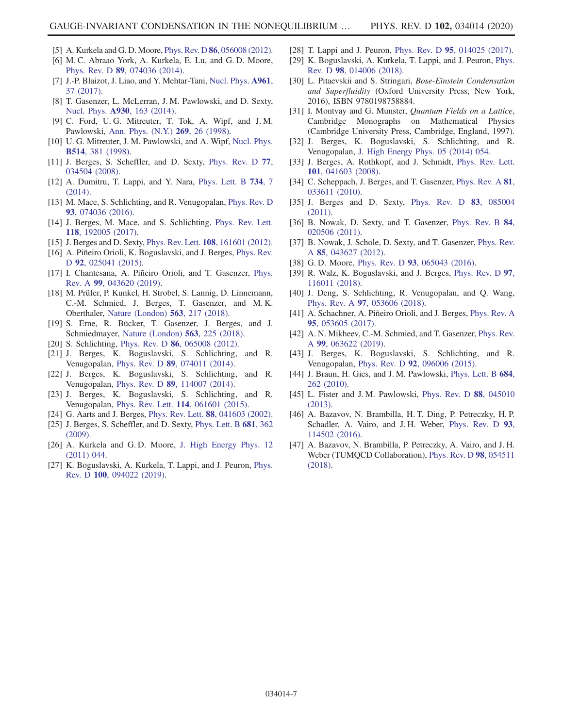[5] A. Kurkela and G. D. Moore, Phys. Rev. D **86**, 056008 (2012).

[6] M. C. Abraao York, A. Kurkela, E. Lu, and G. D. Moore, Phys. Rev. D **89**, 074036 (2014).

[7] J.-P. Blaizot, J. Liao, and Y. Mehtar-Tani, Nucl. Phys. **A961**, 37 (2017).

[8] T. Gasenzer, L. McLerran, J. M. Pawlowski, and D. Sexty, Nucl. Phys. **A930**, 163 (2014).

[9] C. Ford, U. G. Mitreuter, T. Tok, A. Wipf, and J. M. Pawlowski, Ann. Phys. (N.Y.) **269**, 26 (1998).

[10] U. G. Mitreuter, J. M. Pawlowski, and A. Wipf, Nucl. Phys. **B514**, 381 (1998).

[11] J. Berges, S. Scheffler, and D. Sexty, Phys. Rev. D **77**, 034504 (2008).

[12] A. Dumitru, T. Lappi, and Y. Nara, Phys. Lett. B **734**, 7 (2014).

[13] M. Mace, S. Schlichting, and R. Venugopalan, Phys. Rev. D **93**, 074036 (2016).

[14] J. Berges, M. Mace, and S. Schlichting, Phys. Rev. Lett. **118**, 192005 (2017).

[15] J. Berges and D. Sexty, Phys. Rev. Lett. **108**, 161601 (2012).

[16] A. Piñeiro Orioli, K. Boguslavski, and J. Berges, Phys. Rev. D **92**, 025041 (2015).

[17] I. Chantesana, A. Piñeiro Orioli, and T. Gasenzer, Phys. Rev. A **99**, 043620 (2019).

[18] M. Prüfer, P. Kunkel, H. Strobel, S. Lannig, D. Linnemann, C.-M. Schmied, J. Berges, T. Gasenzer, and M. K. Oberthaler, Nature (London) **563**, 217 (2018).

[19] S. Erne, R. Bücker, T. Gasenzer, J. Berges, and J. Schmiedmayer, Nature (London) **563**, 225 (2018).

[20] S. Schlichting, Phys. Rev. D **86**, 065008 (2012).

[21] J. Berges, K. Boguslavski, S. Schlichting, and R. Venugopalan, Phys. Rev. D **89**, 074011 (2014).

[22] J. Berges, K. Boguslavski, S. Schlichting, and R. Venugopalan, Phys. Rev. D **89**, 114007 (2014).

[23] J. Berges, K. Boguslavski, S. Schlichting, and R. Venugopalan, Phys. Rev. Lett. **114**, 061601 (2015).

[24] G. Aarts and J. Berges, Phys. Rev. Lett. **88**, 041603 (2002).

[25] J. Berges, S. Scheffler, and D. Sexty, Phys. Lett. B **681**, 362 (2009).

[26] A. Kurkela and G. D. Moore, J. High Energy Phys. 12 (2011) 044.

[27] K. Boguslavski, A. Kurkela, T. Lappi, and J. Peuron, Phys. Rev. D **100**, 094022 (2019).

[28] T. Lappi and J. Peuron, Phys. Rev. D **95**, 014025 (2017).

[29] K. Boguslavski, A. Kurkela, T. Lappi, and J. Peuron, Phys. Rev. D **98**, 014006 (2018).

[30] L. Pitaevskii and S. Stringari, *Bose-Einstein Condensation and Superfluidity* (Oxford University Press, New York, 2016), ISBN 9780198758884.

[31] I. Montvay and G. Munster, *Quantum Fields on a Lattice*, Cambridge Monographs on Mathematical Physics (Cambridge University Press, Cambridge, England, 1997).

[32] J. Berges, K. Boguslavski, S. Schlichting, and R. Venugopalan, J. High Energy Phys. 05 (2014) 054.

[33] J. Berges, A. Rothkopf, and J. Schmidt, Phys. Rev. Lett. **101**, 041603 (2008).

[34] C. Scheppach, J. Berges, and T. Gasenzer, Phys. Rev. A **81**, 033611 (2010).

[35] J. Berges and D. Sexty, Phys. Rev. D **83**, 085004 (2011).

[36] B. Nowak, D. Sexty, and T. Gasenzer, Phys. Rev. B **84**, 020506 (2011).

[37] B. Nowak, J. Schole, D. Sexty, and T. Gasenzer, Phys. Rev. A **85**, 043627 (2012).

[38] G. D. Moore, Phys. Rev. D **93**, 065043 (2016).

[39] R. Walz, K. Boguslavski, and J. Berges, Phys. Rev. D **97**, 116011 (2018).

[40] J. Deng, S. Schlichting, R. Venugopalan, and Q. Wang, Phys. Rev. A **97**, 053606 (2018).

[41] A. Schachner, A. Piñeiro Orioli, and J. Berges, Phys. Rev. A **95**, 053605 (2017).

[42] A. N. Mikheev, C.-M. Schmied, and T. Gasenzer, Phys. Rev. A **99**, 063622 (2019).

[43] J. Berges, K. Boguslavski, S. Schlichting, and R. Venugopalan, Phys. Rev. D **92**, 096006 (2015).

[44] J. Braun, H. Gies, and J. M. Pawlowski, Phys. Lett. B **684**, 262 (2010).

[45] L. Fister and J. M. Pawlowski, Phys. Rev. D **88**, 045010 (2013).

[46] A. Bazavov, N. Brambilla, H. T. Ding, P. Petreczky, H. P. Schadler, A. Vairo, and J. H. Weber, Phys. Rev. D **93**, 114502 (2016).

[47] A. Bazavov, N. Brambilla, P. Petreczky, A. Vairo, and J. H. Weber (TUMQCD Collaboration), Phys. Rev. D **98**, 054511 (2018).